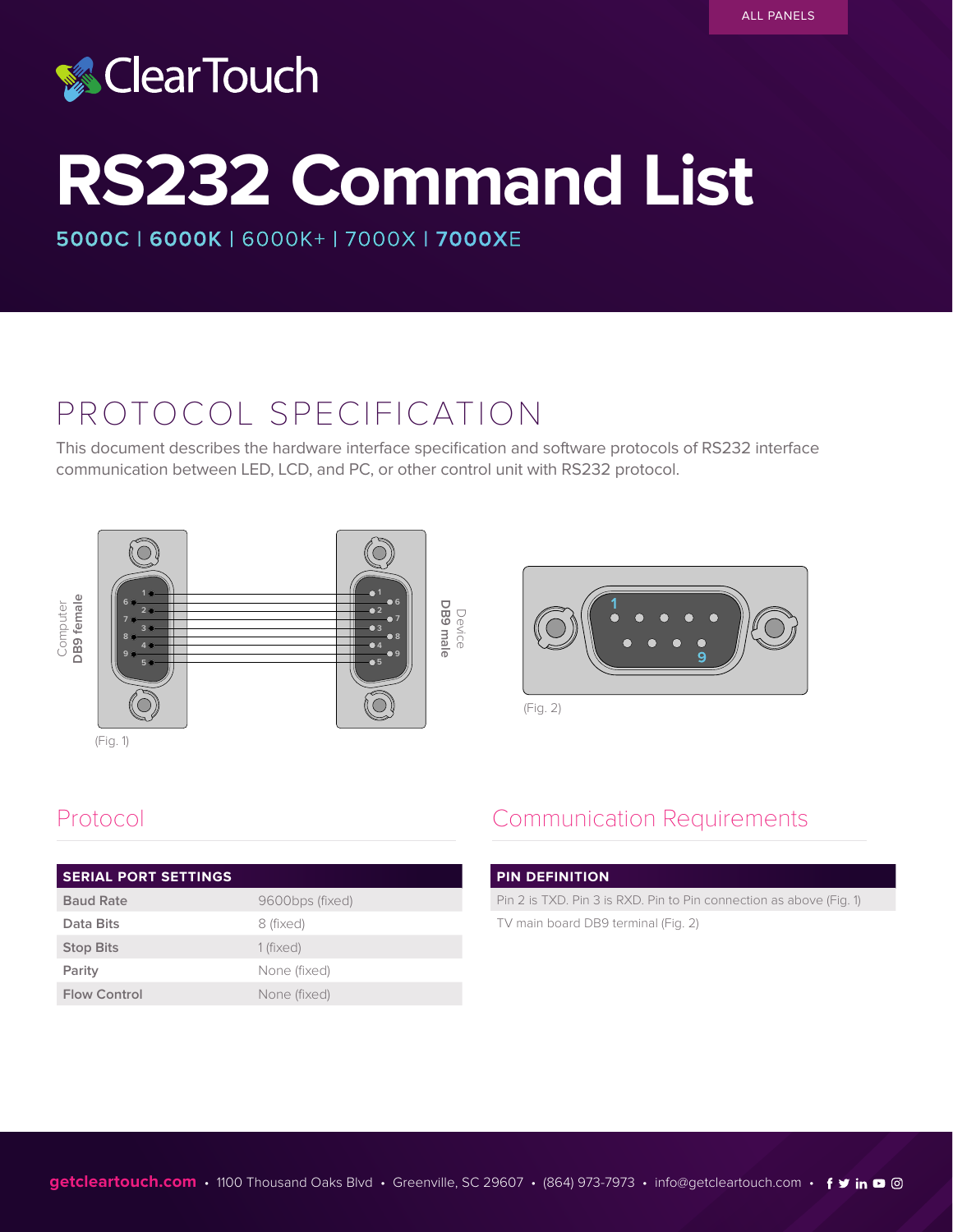ALL PANELS

# RS232 Command List

5000C | 6000K | 6000K+ | 7000X | 7000XE

## PROTOCOL SPECIFICATION

This document describes the hardware interface specification and software protocols of RS232 interface communication between LED, LCD, and PC, or other control unit with RS232 protocol.

(Fig. 1)

(Fig. 2)

### Protocol

| SERIAL PORT SETTINGS | |
|---|---|
| Baud Rate | 9600bps (fixed) |
| Data Bits | 8 (fixed) |
| Stop Bits | 1 (fixed) |
| Parity | None (fixed) |
| Flow Control | None (fixed) |

### Communication Requirements

| PIN DEFINITION |
|---|
| Pin 2 is TXD. Pin 3 is RXD. Pin to Pin connection as above (Fig. 1) |
| TV main board DB9 terminal (Fig. 2) |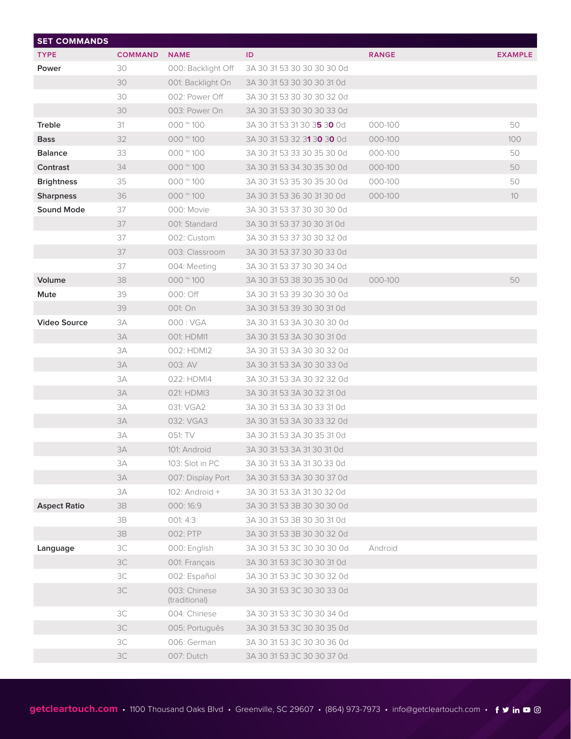| SET COMMANDS | | | | | |
|---|---|---|---|---|---|
| **TYPE** | **COMMAND** | **NAME** | **ID** | **RANGE** | **EXAMPLE** |
| **Power** | 30 | 000: Backlight Off | 3A 30 31 53 30 30 30 30 0d | | |
| | 30 | 001: Backlight On | 3A 30 31 53 30 30 30 31 0d | | |
| | 30 | 002: Power Off | 3A 30 31 53 30 30 30 32 0d | | |
| | 30 | 003: Power On | 3A 30 31 53 30 30 30 33 0d | | |
| **Treble** | 31 | 000 ~ 100 | 3A 30 31 53 31 30 3**5** 3**0** 0d | 000-100 | 50 |
| **Bass** | 32 | 000 ~ 100 | 3A 30 31 53 32 3**1** 3**0** 3**0** 0d | 000-100 | 100 |
| **Balance** | 33 | 000 ~ 100 | 3A 30 31 53 33 30 35 30 0d | 000-100 | 50 |
| **Contrast** | 34 | 000 ~ 100 | 3A 30 31 53 34 30 35 30 0d | 000-100 | 50 |
| **Brightness** | 35 | 000 ~ 100 | 3A 30 31 53 35 30 35 30 0d | 000-100 | 50 |
| **Sharpness** | 36 | 000 ~ 100 | 3A 30 31 53 36 30 31 30 0d | 000-100 | 10 |
| **Sound Mode** | 37 | 000: Movie | 3A 30 31 53 37 30 30 30 0d | | |
| | 37 | 001: Standard | 3A 30 31 53 37 30 30 31 0d | | |
| | 37 | 002: Custom | 3A 30 31 53 37 30 30 32 0d | | |
| | 37 | 003: Classroom | 3A 30 31 53 37 30 30 33 0d | | |
| | 37 | 004: Meeting | 3A 30 31 53 37 30 30 34 0d | | |
| **Volume** | 38 | 000 ~ 100 | 3A 30 31 53 38 30 35 30 0d | 000-100 | 50 |
| **Mute** | 39 | 000: Off | 3A 30 31 53 39 30 30 30 0d | | |
| | 39 | 001: On | 3A 30 31 53 39 30 30 31 0d | | |
| **Video Source** | 3A | 000 : VGA | 3A 30 31 53 3A 30 30 30 0d | | |
| | 3A | 001: HDMI1 | 3A 30 31 53 3A 30 30 31 0d | | |
| | 3A | 002: HDMI2 | 3A 30 31 53 3A 30 30 32 0d | | |
| | 3A | 003: AV | 3A 30 31 53 3A 30 30 33 0d | | |
| | 3A | 022: HDMI4 | 3A 30 31 53 3A 30 32 32 0d | | |
| | 3A | 021: HDMI3 | 3A 30 31 53 3A 30 32 31 0d | | |
| | 3A | 031: VGA2 | 3A 30 31 53 3A 30 33 31 0d | | |
| | 3A | 032: VGA3 | 3A 30 31 53 3A 30 33 32 0d | | |
| | 3A | 051: TV | 3A 30 31 53 3A 30 35 31 0d | | |
| | 3A | 101: Android | 3A 30 31 53 3A 31 30 31 0d | | |
| | 3A | 103: Slot in PC | 3A 30 31 53 3A 31 30 33 0d | | |
| | 3A | 007: Display Port | 3A 30 31 53 3A 30 30 37 0d | | |
| | 3A | 102: Android + | 3A 30 31 53 3A 31 30 32 0d | | |
| **Aspect Ratio** | 3B | 000: 16:9 | 3A 30 31 53 3B 30 30 30 0d | | |
| | 3B | 001: 4:3 | 3A 30 31 53 3B 30 30 31 0d | | |
| | 3B | 002: PTP | 3A 30 31 53 3B 30 30 32 0d | | |
| **Language** | 3C | 000: English | 3A 30 31 53 3C 30 30 30 0d | Android | |
| | 3C | 001: Français | 3A 30 31 53 3C 30 30 31 0d | | |
| | 3C | 002: Español | 3A 30 31 53 3C 30 30 32 0d | | |
| | 3C | 003: Chinese (traditional) | 3A 30 31 53 3C 30 30 33 0d | | |
| | 3C | 004: Chinese | 3A 30 31 53 3C 30 30 34 0d | | |
| | 3C | 005: Português | 3A 30 31 53 3C 30 30 35 0d | | |
| | 3C | 006: German | 3A 30 31 53 3C 30 30 36 0d | | |
| | 3C | 007: Dutch | 3A 30 31 53 3C 30 30 37 0d | | |

**getcleartouch.com** • 1100 Thousand Oaks Blvd • Greenville, SC 29607 • (864) 973-7973 • info@getcleartouch.com •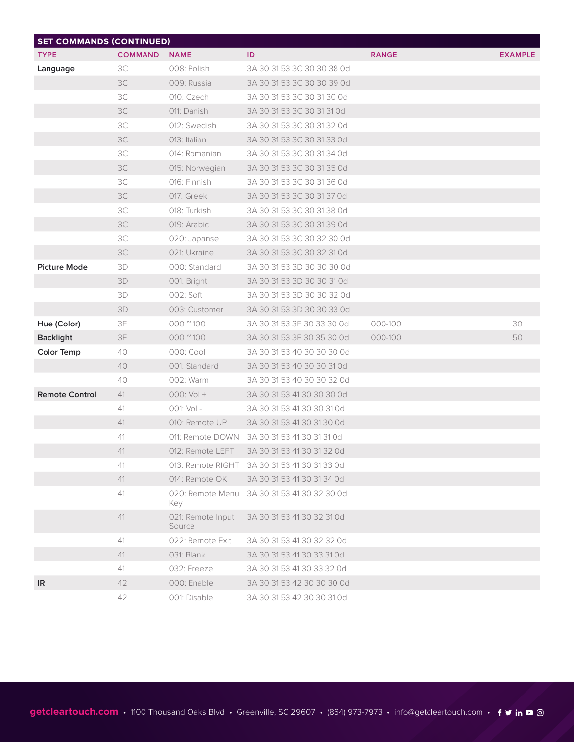| SET COMMANDS (CONTINUED) | | | | | |
|---|---|---|---|---|---|
| **TYPE** | **COMMAND** | **NAME** | **ID** | **RANGE** | **EXAMPLE** |
| **Language** | 3C | 008: Polish | 3A 30 31 53 3C 30 30 38 0d | | |
| | 3C | 009: Russia | 3A 30 31 53 3C 30 30 39 0d | | |
| | 3C | 010: Czech | 3A 30 31 53 3C 30 31 30 0d | | |
| | 3C | 011: Danish | 3A 30 31 53 3C 30 31 31 0d | | |
| | 3C | 012: Swedish | 3A 30 31 53 3C 30 31 32 0d | | |
| | 3C | 013: Italian | 3A 30 31 53 3C 30 31 33 0d | | |
| | 3C | 014: Romanian | 3A 30 31 53 3C 30 31 34 0d | | |
| | 3C | 015: Norwegian | 3A 30 31 53 3C 30 31 35 0d | | |
| | 3C | 016: Finnish | 3A 30 31 53 3C 30 31 36 0d | | |
| | 3C | 017: Greek | 3A 30 31 53 3C 30 31 37 0d | | |
| | 3C | 018: Turkish | 3A 30 31 53 3C 30 31 38 0d | | |
| | 3C | 019: Arabic | 3A 30 31 53 3C 30 31 39 0d | | |
| | 3C | 020: Japanse | 3A 30 31 53 3C 30 32 30 0d | | |
| | 3C | 021: Ukraine | 3A 30 31 53 3C 30 32 31 0d | | |
| **Picture Mode** | 3D | 000: Standard | 3A 30 31 53 3D 30 30 30 0d | | |
| | 3D | 001: Bright | 3A 30 31 53 3D 30 30 31 0d | | |
| | 3D | 002: Soft | 3A 30 31 53 3D 30 30 32 0d | | |
| | 3D | 003: Customer | 3A 30 31 53 3D 30 30 33 0d | | |
| **Hue (Color)** | 3E | 000 ~ 100 | 3A 30 31 53 3E 30 33 30 0d | 000-100 | 30 |
| **Backlight** | 3F | 000 ~ 100 | 3A 30 31 53 3F 30 35 30 0d | 000-100 | 50 |
| **Color Temp** | 40 | 000: Cool | 3A 30 31 53 40 30 30 30 0d | | |
| | 40 | 001: Standard | 3A 30 31 53 40 30 30 31 0d | | |
| | 40 | 002: Warm | 3A 30 31 53 40 30 30 32 0d | | |
| **Remote Control** | 41 | 000: Vol + | 3A 30 31 53 41 30 30 30 0d | | |
| | 41 | 001: Vol - | 3A 30 31 53 41 30 30 31 0d | | |
| | 41 | 010: Remote UP | 3A 30 31 53 41 30 31 30 0d | | |
| | 41 | 011: Remote DOWN | 3A 30 31 53 41 30 31 31 0d | | |
| | 41 | 012: Remote LEFT | 3A 30 31 53 41 30 31 32 0d | | |
| | 41 | 013: Remote RIGHT | 3A 30 31 53 41 30 31 33 0d | | |
| | 41 | 014: Remote OK | 3A 30 31 53 41 30 31 34 0d | | |
| | 41 | 020: Remote Menu Key | 3A 30 31 53 41 30 32 30 0d | | |
| | 41 | 021: Remote Input Source | 3A 30 31 53 41 30 32 31 0d | | |
| | 41 | 022: Remote Exit | 3A 30 31 53 41 30 32 32 0d | | |
| | 41 | 031: Blank | 3A 30 31 53 41 30 33 31 0d | | |
| | 41 | 032: Freeze | 3A 30 31 53 41 30 33 32 0d | | |
| **IR** | 42 | 000: Enable | 3A 30 31 53 42 30 30 30 0d | | |
| | 42 | 001: Disable | 3A 30 31 53 42 30 30 31 0d | | |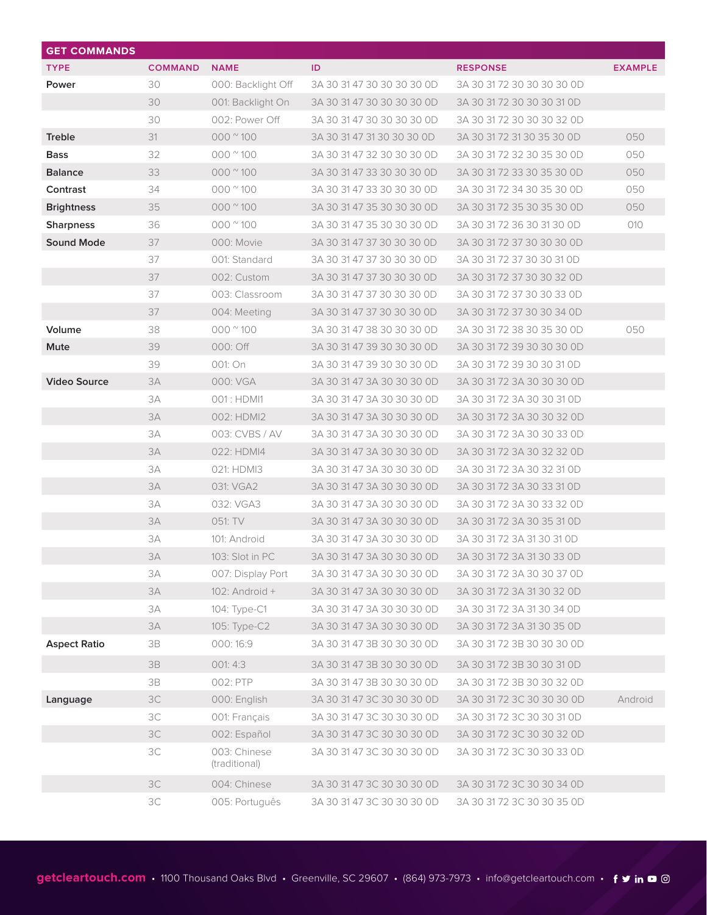## GET COMMANDS

| TYPE | COMMAND | NAME | ID | RESPONSE | EXAMPLE |
|---|---|---|---|---|---|
| **Power** | 30 | 000: Backlight Off | 3A 30 31 47 30 30 30 0D | 3A 30 31 72 30 30 30 0D | |
| | 30 | 001: Backlight On | 3A 30 31 47 30 30 30 0D | 3A 30 31 72 30 30 31 0D | |
| | 30 | 002: Power Off | 3A 30 31 47 30 30 30 0D | 3A 30 31 72 30 30 32 0D | |
| **Treble** | 31 | 000 ~ 100 | 3A 30 31 47 31 30 30 0D | 3A 30 31 72 31 30 35 30 0D | 050 |
| **Bass** | 32 | 000 ~ 100 | 3A 30 31 47 32 30 30 0D | 3A 30 31 72 32 30 35 30 0D | 050 |
| **Balance** | 33 | 000 ~ 100 | 3A 30 31 47 33 30 30 0D | 3A 30 31 72 33 30 35 30 0D | 050 |
| **Contrast** | 34 | 000 ~ 100 | 3A 30 31 47 33 30 30 0D | 3A 30 31 72 34 30 35 30 0D | 050 |
| **Brightness** | 35 | 000 ~ 100 | 3A 30 31 47 35 30 30 0D | 3A 30 31 72 35 30 35 30 0D | 050 |
| **Sharpness** | 36 | 000 ~ 100 | 3A 30 31 47 35 30 30 0D | 3A 30 31 72 36 30 31 30 0D | 010 |
| **Sound Mode** | 37 | 000: Movie | 3A 30 31 47 37 30 30 0D | 3A 30 31 72 37 30 30 30 0D | |
| | 37 | 001: Standard | 3A 30 31 47 37 30 30 0D | 3A 30 31 72 37 30 30 31 0D | |
| | 37 | 002: Custom | 3A 30 31 47 37 30 30 0D | 3A 30 31 72 37 30 30 32 0D | |
| | 37 | 003: Classroom | 3A 30 31 47 37 30 30 0D | 3A 30 31 72 37 30 30 33 0D | |
| | 37 | 004: Meeting | 3A 30 31 47 37 30 30 0D | 3A 30 31 72 37 30 30 34 0D | |
| **Volume** | 38 | 000 ~ 100 | 3A 30 31 47 38 30 30 0D | 3A 30 31 72 38 30 35 30 0D | 050 |
| **Mute** | 39 | 000: Off | 3A 30 31 47 39 30 30 0D | 3A 30 31 72 39 30 30 30 0D | |
| | 39 | 001: On | 3A 30 31 47 39 30 30 0D | 3A 30 31 72 39 30 30 31 0D | |
| **Video Source** | 3A | 000: VGA | 3A 30 31 47 3A 30 30 30 0D | 3A 30 31 72 3A 30 30 30 0D | |
| | 3A | 001 : HDMI1 | 3A 30 31 47 3A 30 30 30 0D | 3A 30 31 72 3A 30 30 31 0D | |
| | 3A | 002: HDMI2 | 3A 30 31 47 3A 30 30 30 0D | 3A 30 31 72 3A 30 30 32 0D | |
| | 3A | 003: CVBS / AV | 3A 30 31 47 3A 30 30 30 0D | 3A 30 31 72 3A 30 30 33 0D | |
| | 3A | 022: HDMI4 | 3A 30 31 47 3A 30 30 30 0D | 3A 30 31 72 3A 30 32 32 0D | |
| | 3A | 021: HDMI3 | 3A 30 31 47 3A 30 30 30 0D | 3A 30 31 72 3A 30 32 31 0D | |
| | 3A | 031: VGA2 | 3A 30 31 47 3A 30 30 30 0D | 3A 30 31 72 3A 30 33 31 0D | |
| | 3A | 032: VGA3 | 3A 30 31 47 3A 30 30 30 0D | 3A 30 31 72 3A 30 33 32 0D | |
| | 3A | 051: TV | 3A 30 31 47 3A 30 30 30 0D | 3A 30 31 72 3A 30 35 31 0D | |
| | 3A | 101: Android | 3A 30 31 47 3A 30 30 30 0D | 3A 30 31 72 3A 31 30 31 0D | |
| | 3A | 103: Slot in PC | 3A 30 31 47 3A 30 30 30 0D | 3A 30 31 72 3A 31 30 33 0D | |
| | 3A | 007: Display Port | 3A 30 31 47 3A 30 30 30 0D | 3A 30 31 72 3A 30 30 37 0D | |
| | 3A | 102: Android + | 3A 30 31 47 3A 30 30 30 0D | 3A 30 31 72 3A 31 30 32 0D | |
| | 3A | 104: Type-C1 | 3A 30 31 47 3A 30 30 30 0D | 3A 30 31 72 3A 31 30 34 0D | |
| | 3A | 105: Type-C2 | 3A 30 31 47 3A 30 30 30 0D | 3A 30 31 72 3A 31 30 35 0D | |
| **Aspect Ratio** | 3B | 000: 16:9 | 3A 30 31 47 3B 30 30 30 0D | 3A 30 31 72 3B 30 30 30 0D | |
| | 3B | 001: 4:3 | 3A 30 31 47 3B 30 30 30 0D | 3A 30 31 72 3B 30 30 31 0D | |
| | 3B | 002: PTP | 3A 30 31 47 3B 30 30 30 0D | 3A 30 31 72 3B 30 30 32 0D | |
| **Language** | 3C | 000: English | 3A 30 31 47 3C 30 30 30 0D | 3A 30 31 72 3C 30 30 30 0D | Android |
| | 3C | 001: Français | 3A 30 31 47 3C 30 30 30 0D | 3A 30 31 72 3C 30 30 31 0D | |
| | 3C | 002: Español | 3A 30 31 47 3C 30 30 30 0D | 3A 30 31 72 3C 30 30 32 0D | |
| | 3C | 003: Chinese (traditional) | 3A 30 31 47 3C 30 30 30 0D | 3A 30 31 72 3C 30 30 33 0D | |
| | 3C | 004: Chinese | 3A 30 31 47 3C 30 30 30 0D | 3A 30 31 72 3C 30 30 34 0D | |
| | 3C | 005: Português | 3A 30 31 47 3C 30 30 30 0D | 3A 30 31 72 3C 30 30 35 0D | |

getcleartouch.com • 1100 Thousand Oaks Blvd • Greenville, SC 29607 • (864) 973-7973 • info@getcleartouch.com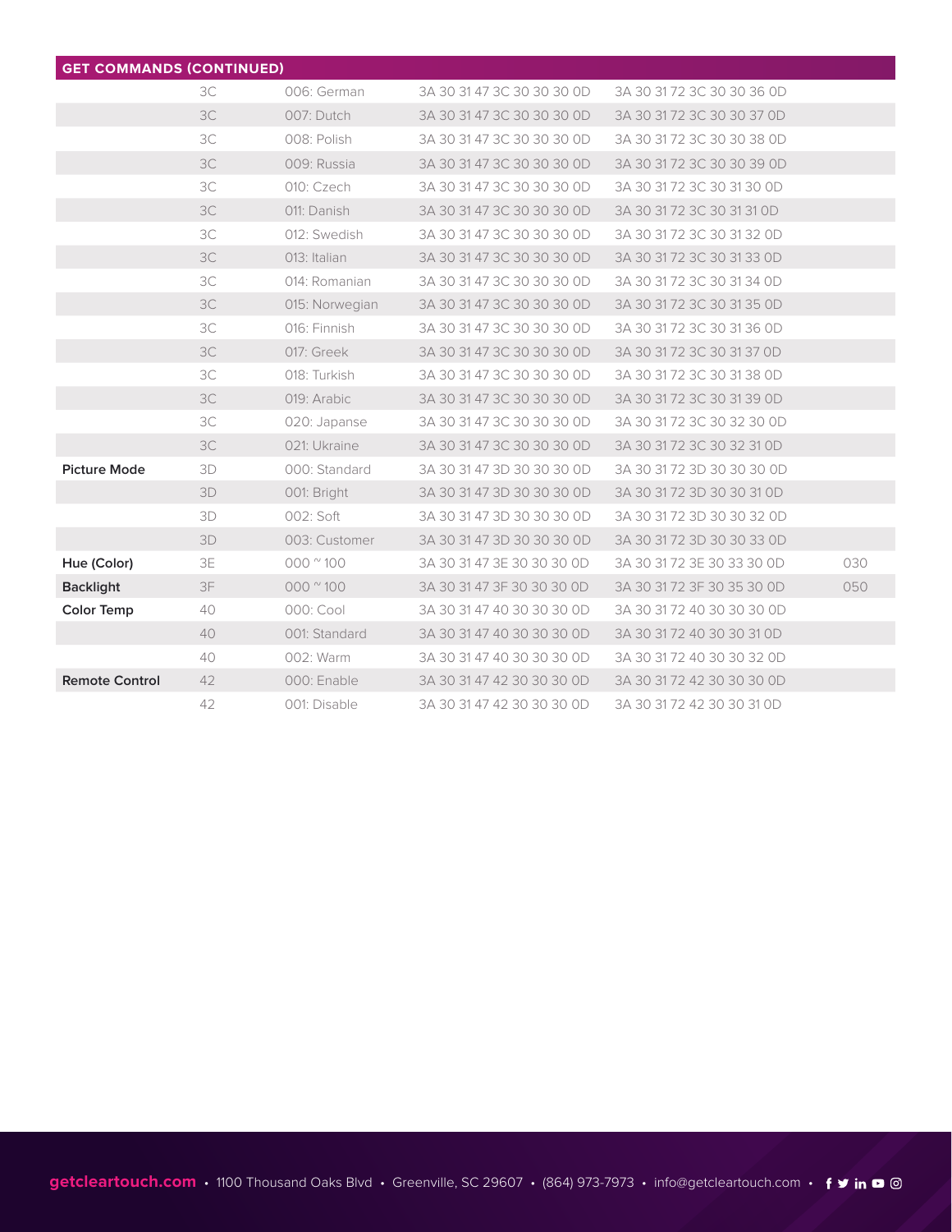## GET COMMANDS (CONTINUED)

| | | | | | |
|---|---|---|---|---|---|
| | 3C | 006: German | 3A 30 31 47 3C 30 30 30 0D | 3A 30 31 72 3C 30 30 36 0D | |
| | 3C | 007: Dutch | 3A 30 31 47 3C 30 30 30 0D | 3A 30 31 72 3C 30 30 37 0D | |
| | 3C | 008: Polish | 3A 30 31 47 3C 30 30 30 0D | 3A 30 31 72 3C 30 30 38 0D | |
| | 3C | 009: Russia | 3A 30 31 47 3C 30 30 30 0D | 3A 30 31 72 3C 30 30 39 0D | |
| | 3C | 010: Czech | 3A 30 31 47 3C 30 30 30 0D | 3A 30 31 72 3C 30 31 30 0D | |
| | 3C | 011: Danish | 3A 30 31 47 3C 30 30 30 0D | 3A 30 31 72 3C 30 31 31 0D | |
| | 3C | 012: Swedish | 3A 30 31 47 3C 30 30 30 0D | 3A 30 31 72 3C 30 31 32 0D | |
| | 3C | 013: Italian | 3A 30 31 47 3C 30 30 30 0D | 3A 30 31 72 3C 30 31 33 0D | |
| | 3C | 014: Romanian | 3A 30 31 47 3C 30 30 30 0D | 3A 30 31 72 3C 30 31 34 0D | |
| | 3C | 015: Norwegian | 3A 30 31 47 3C 30 30 30 0D | 3A 30 31 72 3C 30 31 35 0D | |
| | 3C | 016: Finnish | 3A 30 31 47 3C 30 30 30 0D | 3A 30 31 72 3C 30 31 36 0D | |
| | 3C | 017: Greek | 3A 30 31 47 3C 30 30 30 0D | 3A 30 31 72 3C 30 31 37 0D | |
| | 3C | 018: Turkish | 3A 30 31 47 3C 30 30 30 0D | 3A 30 31 72 3C 30 31 38 0D | |
| | 3C | 019: Arabic | 3A 30 31 47 3C 30 30 30 0D | 3A 30 31 72 3C 30 31 39 0D | |
| | 3C | 020: Japanse | 3A 30 31 47 3C 30 30 30 0D | 3A 30 31 72 3C 30 32 30 0D | |
| | 3C | 021: Ukraine | 3A 30 31 47 3C 30 30 30 0D | 3A 30 31 72 3C 30 32 31 0D | |
| **Picture Mode** | 3D | 000: Standard | 3A 30 31 47 3D 30 30 30 0D | 3A 30 31 72 3D 30 30 30 0D | |
| | 3D | 001: Bright | 3A 30 31 47 3D 30 30 30 0D | 3A 30 31 72 3D 30 30 31 0D | |
| | 3D | 002: Soft | 3A 30 31 47 3D 30 30 30 0D | 3A 30 31 72 3D 30 30 32 0D | |
| | 3D | 003: Customer | 3A 30 31 47 3D 30 30 30 0D | 3A 30 31 72 3D 30 30 33 0D | |
| **Hue (Color)** | 3E | 000 ~ 100 | 3A 30 31 47 3E 30 30 30 0D | 3A 30 31 72 3E 30 33 30 0D | 030 |
| **Backlight** | 3F | 000 ~ 100 | 3A 30 31 47 3F 30 30 30 0D | 3A 30 31 72 3F 30 35 30 0D | 050 |
| **Color Temp** | 40 | 000: Cool | 3A 30 31 47 40 30 30 30 0D | 3A 30 31 72 40 30 30 30 0D | |
| | 40 | 001: Standard | 3A 30 31 47 40 30 30 30 0D | 3A 30 31 72 40 30 30 31 0D | |
| | 40 | 002: Warm | 3A 30 31 47 40 30 30 30 0D | 3A 30 31 72 40 30 30 32 0D | |
| **Remote Control** | 42 | 000: Enable | 3A 30 31 47 42 30 30 30 0D | 3A 30 31 72 42 30 30 30 0D | |
| | 42 | 001: Disable | 3A 30 31 47 42 30 30 30 0D | 3A 30 31 72 42 30 30 31 0D | |

**getcleartouch.com** • 1100 Thousand Oaks Blvd • Greenville, SC 29607 • (864) 973-7973 • info@getcleartouch.com •